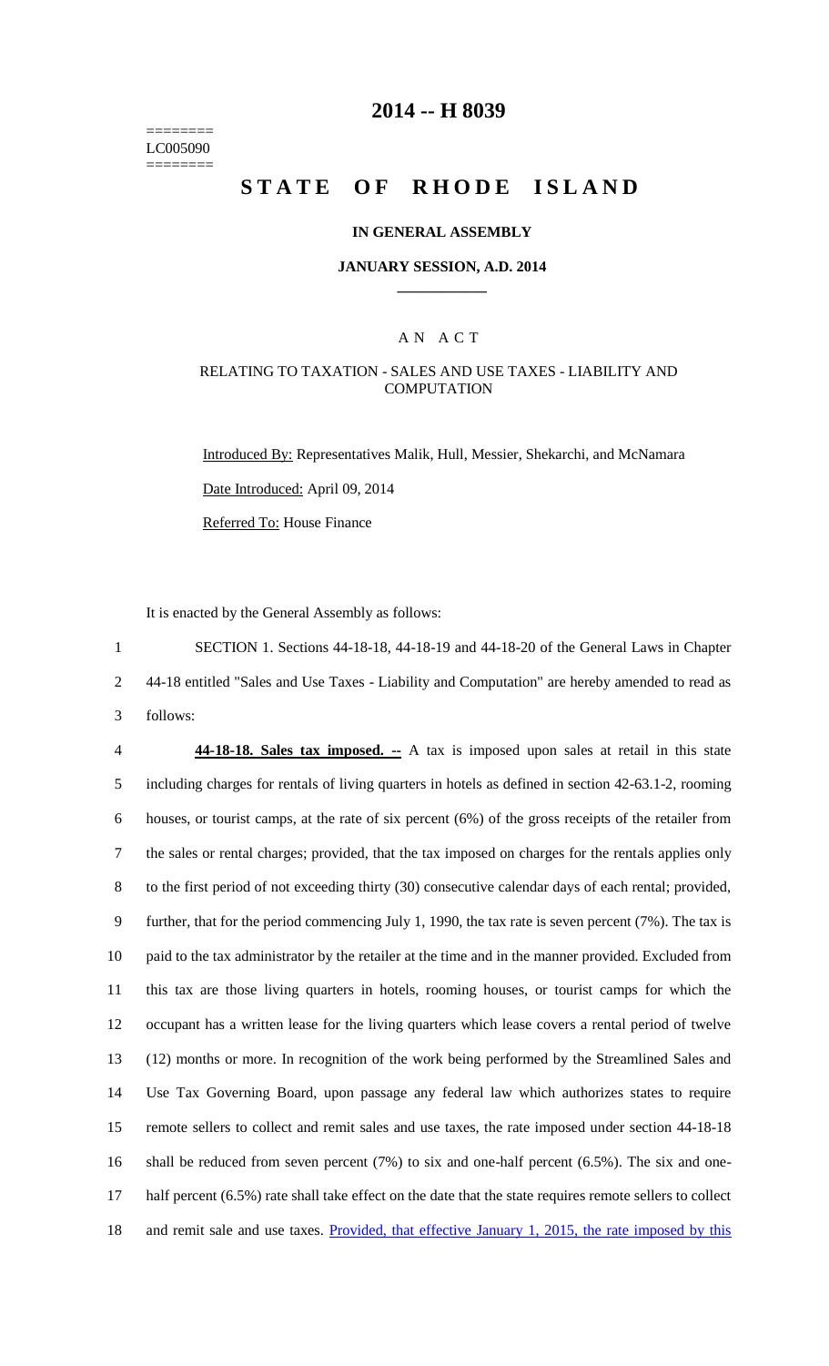======== LC005090 ========

# 2014 -- H 8039

# STATE OF RHODE ISLAND

## IN GENERAL ASSEMBLY

### JANUARY SESSION, A.D. 2014

## A N A C T

### RELATING TO TAXATION - SALES AND USE TAXES - LIABILITY AND COMPUTATION

Introduced By: Representatives Malik, Hull, Messier, Shekarchi, and McNamara

Date Introduced: April 09, 2014

Referred To: House Finance

It is enacted by the General Assembly as follows:

1 SECTION 1. Sections 44-18-18, 44-18-19 and 44-18-20 of the General Laws in Chapter
2 44-18 entitled "Sales and Use Taxes - Liability and Computation" are hereby amended to read as
3 follows:

4 **44-18-18. Sales tax imposed. --** A tax is imposed upon sales at retail in this state
5 including charges for rentals of living quarters in hotels as defined in section 42-63.1-2, rooming
6 houses, or tourist camps, at the rate of six percent (6%) of the gross receipts of the retailer from
7 the sales or rental charges; provided, that the tax imposed on charges for the rentals applies only
8 to the first period of not exceeding thirty (30) consecutive calendar days of each rental; provided,
9 further, that for the period commencing July 1, 1990, the tax rate is seven percent (7%). The tax is
10 paid to the tax administrator by the retailer at the time and in the manner provided. Excluded from
11 this tax are those living quarters in hotels, rooming houses, or tourist camps for which the
12 occupant has a written lease for the living quarters which lease covers a rental period of twelve
13 (12) months or more. In recognition of the work being performed by the Streamlined Sales and
14 Use Tax Governing Board, upon passage any federal law which authorizes states to require
15 remote sellers to collect and remit sales and use taxes, the rate imposed under section 44-18-18
16 shall be reduced from seven percent (7%) to six and one-half percent (6.5%). The six and one-
17 half percent (6.5%) rate shall take effect on the date that the state requires remote sellers to collect
18 and remit sale and use taxes. Provided, that effective January 1, 2015, the rate imposed by this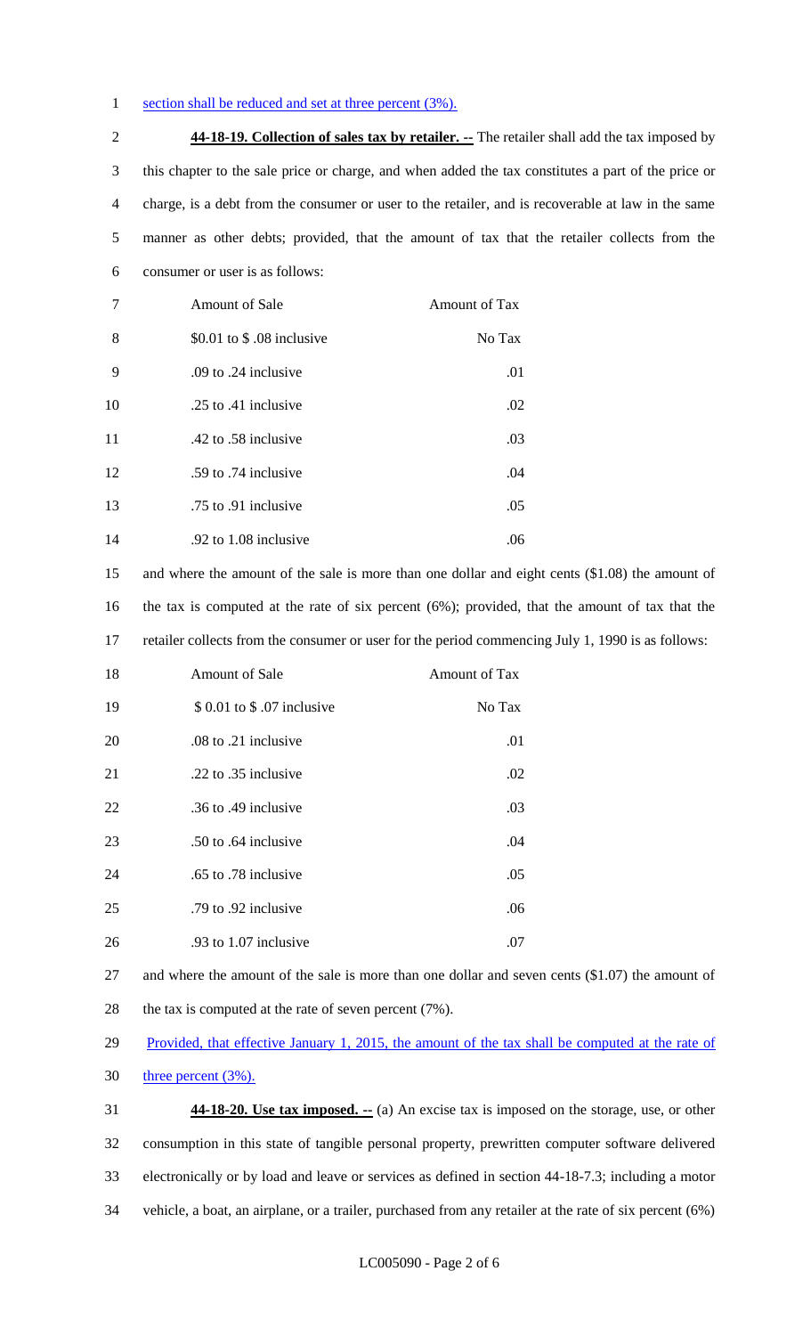section shall be reduced and set at three percent (3%).

**44-18-19. Collection of sales tax by retailer. --** The retailer shall add the tax imposed by this chapter to the sale price or charge, and when added the tax constitutes a part of the price or charge, is a debt from the consumer or user to the retailer, and is recoverable at law in the same manner as other debts; provided, that the amount of tax that the retailer collects from the consumer or user is as follows:

| Amount of Sale | Amount of Tax |
|---|---|
| $0.01 to $ .08 inclusive | No Tax |
| .09 to .24 inclusive | .01 |
| .25 to .41 inclusive | .02 |
| .42 to .58 inclusive | .03 |
| .59 to .74 inclusive | .04 |
| .75 to .91 inclusive | .05 |
| .92 to 1.08 inclusive | .06 |

and where the amount of the sale is more than one dollar and eight cents ($1.08) the amount of the tax is computed at the rate of six percent (6%); provided, that the amount of tax that the retailer collects from the consumer or user for the period commencing July 1, 1990 is as follows:

| Amount of Sale | Amount of Tax |
|---|---|
| $ 0.01 to $ .07 inclusive | No Tax |
| .08 to .21 inclusive | .01 |
| .22 to .35 inclusive | .02 |
| .36 to .49 inclusive | .03 |
| .50 to .64 inclusive | .04 |
| .65 to .78 inclusive | .05 |
| .79 to .92 inclusive | .06 |
| .93 to 1.07 inclusive | .07 |

and where the amount of the sale is more than one dollar and seven cents ($1.07) the amount of the tax is computed at the rate of seven percent (7%).

Provided, that effective January 1, 2015, the amount of the tax shall be computed at the rate of three percent (3%).

**44-18-20. Use tax imposed. --** (a) An excise tax is imposed on the storage, use, or other consumption in this state of tangible personal property, prewritten computer software delivered electronically or by load and leave or services as defined in section 44-18-7.3; including a motor vehicle, a boat, an airplane, or a trailer, purchased from any retailer at the rate of six percent (6%)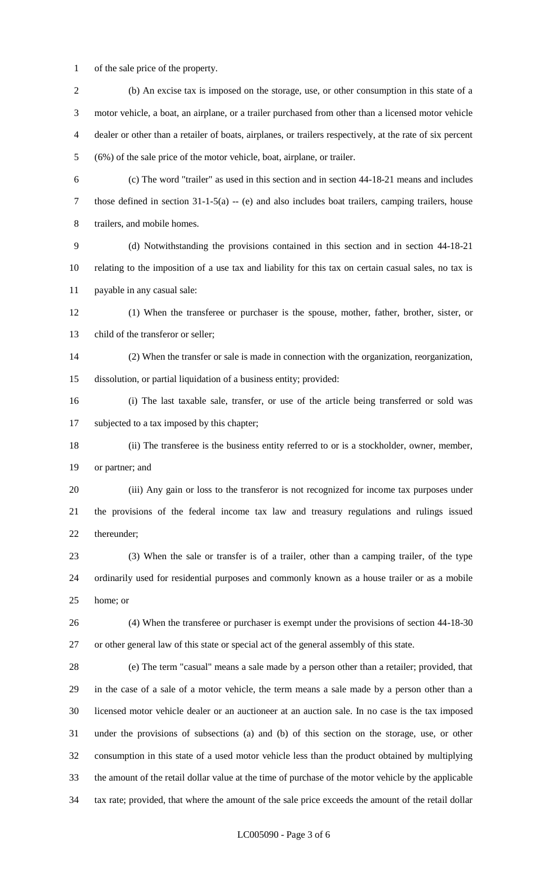of the sale price of the property.

(b) An excise tax is imposed on the storage, use, or other consumption in this state of a motor vehicle, a boat, an airplane, or a trailer purchased from other than a licensed motor vehicle dealer or other than a retailer of boats, airplanes, or trailers respectively, at the rate of six percent (6%) of the sale price of the motor vehicle, boat, airplane, or trailer.

(c) The word "trailer" as used in this section and in section 44-18-21 means and includes those defined in section 31-1-5(a) -- (e) and also includes boat trailers, camping trailers, house trailers, and mobile homes.

(d) Notwithstanding the provisions contained in this section and in section 44-18-21 relating to the imposition of a use tax and liability for this tax on certain casual sales, no tax is payable in any casual sale:

(1) When the transferee or purchaser is the spouse, mother, father, brother, sister, or child of the transferor or seller;

(2) When the transfer or sale is made in connection with the organization, reorganization, dissolution, or partial liquidation of a business entity; provided:

(i) The last taxable sale, transfer, or use of the article being transferred or sold was subjected to a tax imposed by this chapter;

(ii) The transferee is the business entity referred to or is a stockholder, owner, member, or partner; and

(iii) Any gain or loss to the transferor is not recognized for income tax purposes under the provisions of the federal income tax law and treasury regulations and rulings issued thereunder;

(3) When the sale or transfer is of a trailer, other than a camping trailer, of the type ordinarily used for residential purposes and commonly known as a house trailer or as a mobile home; or

(4) When the transferee or purchaser is exempt under the provisions of section 44-18-30 or other general law of this state or special act of the general assembly of this state.

(e) The term "casual" means a sale made by a person other than a retailer; provided, that in the case of a sale of a motor vehicle, the term means a sale made by a person other than a licensed motor vehicle dealer or an auctioneer at an auction sale. In no case is the tax imposed under the provisions of subsections (a) and (b) of this section on the storage, use, or other consumption in this state of a used motor vehicle less than the product obtained by multiplying the amount of the retail dollar value at the time of purchase of the motor vehicle by the applicable tax rate; provided, that where the amount of the sale price exceeds the amount of the retail dollar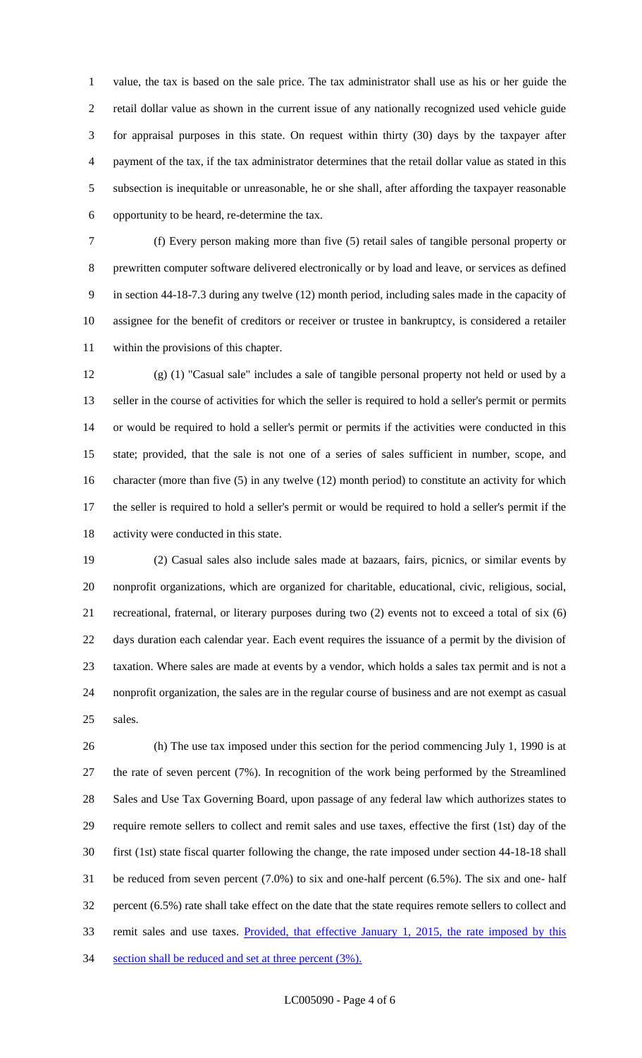value, the tax is based on the sale price. The tax administrator shall use as his or her guide the retail dollar value as shown in the current issue of any nationally recognized used vehicle guide for appraisal purposes in this state. On request within thirty (30) days by the taxpayer after payment of the tax, if the tax administrator determines that the retail dollar value as stated in this subsection is inequitable or unreasonable, he or she shall, after affording the taxpayer reasonable opportunity to be heard, re-determine the tax.

(f) Every person making more than five (5) retail sales of tangible personal property or prewritten computer software delivered electronically or by load and leave, or services as defined in section 44-18-7.3 during any twelve (12) month period, including sales made in the capacity of assignee for the benefit of creditors or receiver or trustee in bankruptcy, is considered a retailer within the provisions of this chapter.

(g) (1) "Casual sale" includes a sale of tangible personal property not held or used by a seller in the course of activities for which the seller is required to hold a seller's permit or permits or would be required to hold a seller's permit or permits if the activities were conducted in this state; provided, that the sale is not one of a series of sales sufficient in number, scope, and character (more than five (5) in any twelve (12) month period) to constitute an activity for which the seller is required to hold a seller's permit or would be required to hold a seller's permit if the activity were conducted in this state.

(2) Casual sales also include sales made at bazaars, fairs, picnics, or similar events by nonprofit organizations, which are organized for charitable, educational, civic, religious, social, recreational, fraternal, or literary purposes during two (2) events not to exceed a total of six (6) days duration each calendar year. Each event requires the issuance of a permit by the division of taxation. Where sales are made at events by a vendor, which holds a sales tax permit and is not a nonprofit organization, the sales are in the regular course of business and are not exempt as casual sales.

(h) The use tax imposed under this section for the period commencing July 1, 1990 is at the rate of seven percent (7%). In recognition of the work being performed by the Streamlined Sales and Use Tax Governing Board, upon passage of any federal law which authorizes states to require remote sellers to collect and remit sales and use taxes, effective the first (1st) day of the first (1st) state fiscal quarter following the change, the rate imposed under section 44-18-18 shall be reduced from seven percent (7.0%) to six and one-half percent (6.5%). The six and one- half percent (6.5%) rate shall take effect on the date that the state requires remote sellers to collect and remit sales and use taxes. <u>Provided, that effective January 1, 2015, the rate imposed by this section shall be reduced and set at three percent (3%).</u>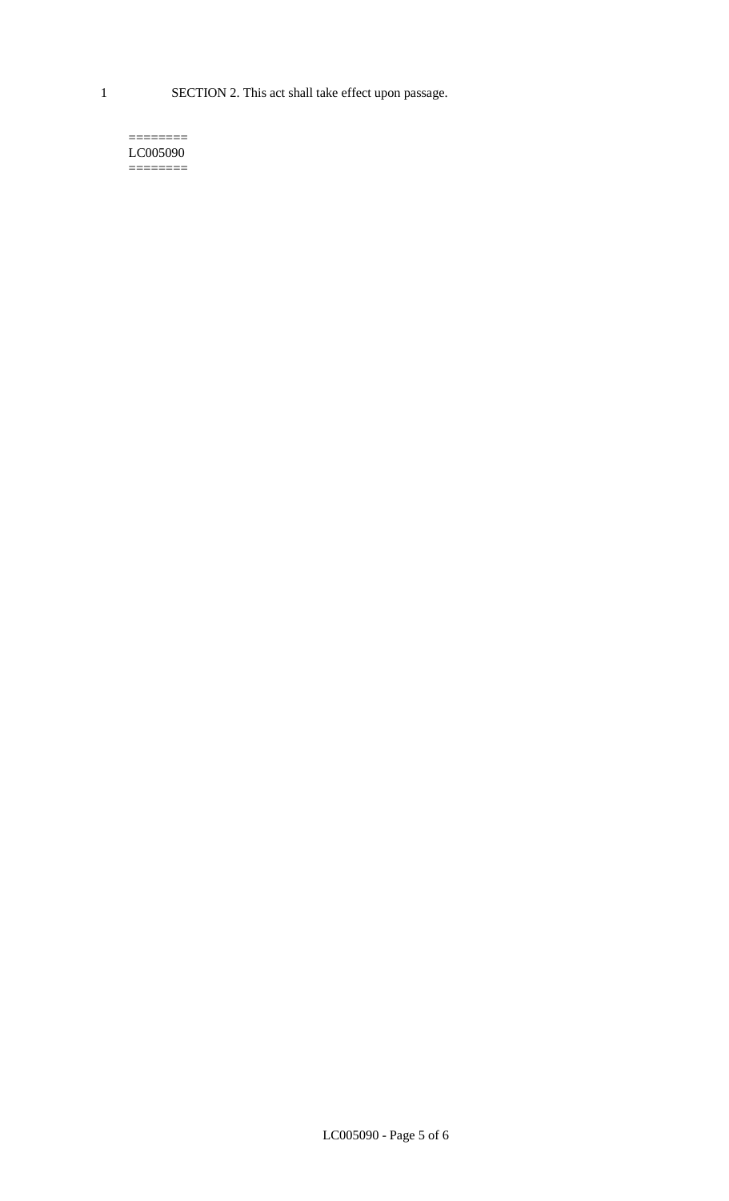SECTION 2. This act shall take effect upon passage.

========
LC005090
========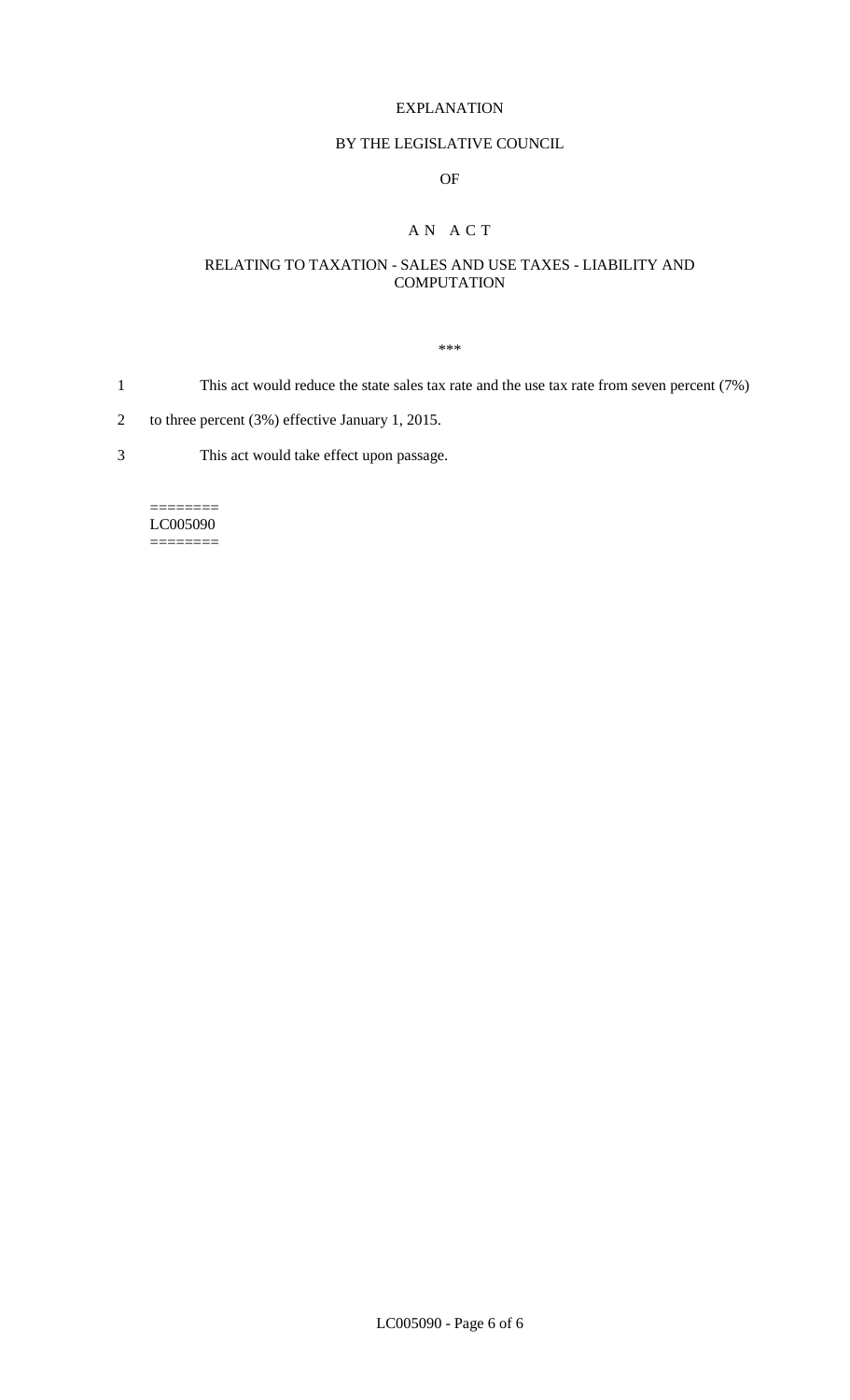# EXPLANATION

## BY THE LEGISLATIVE COUNCIL

## OF

## A N A C T

### RELATING TO TAXATION - SALES AND USE TAXES - LIABILITY AND COMPUTATION

\*\*\*

1 This act would reduce the state sales tax rate and the use tax rate from seven percent (7%)

2 to three percent (3%) effective January 1, 2015.

3 This act would take effect upon passage.

========
LC005090
========